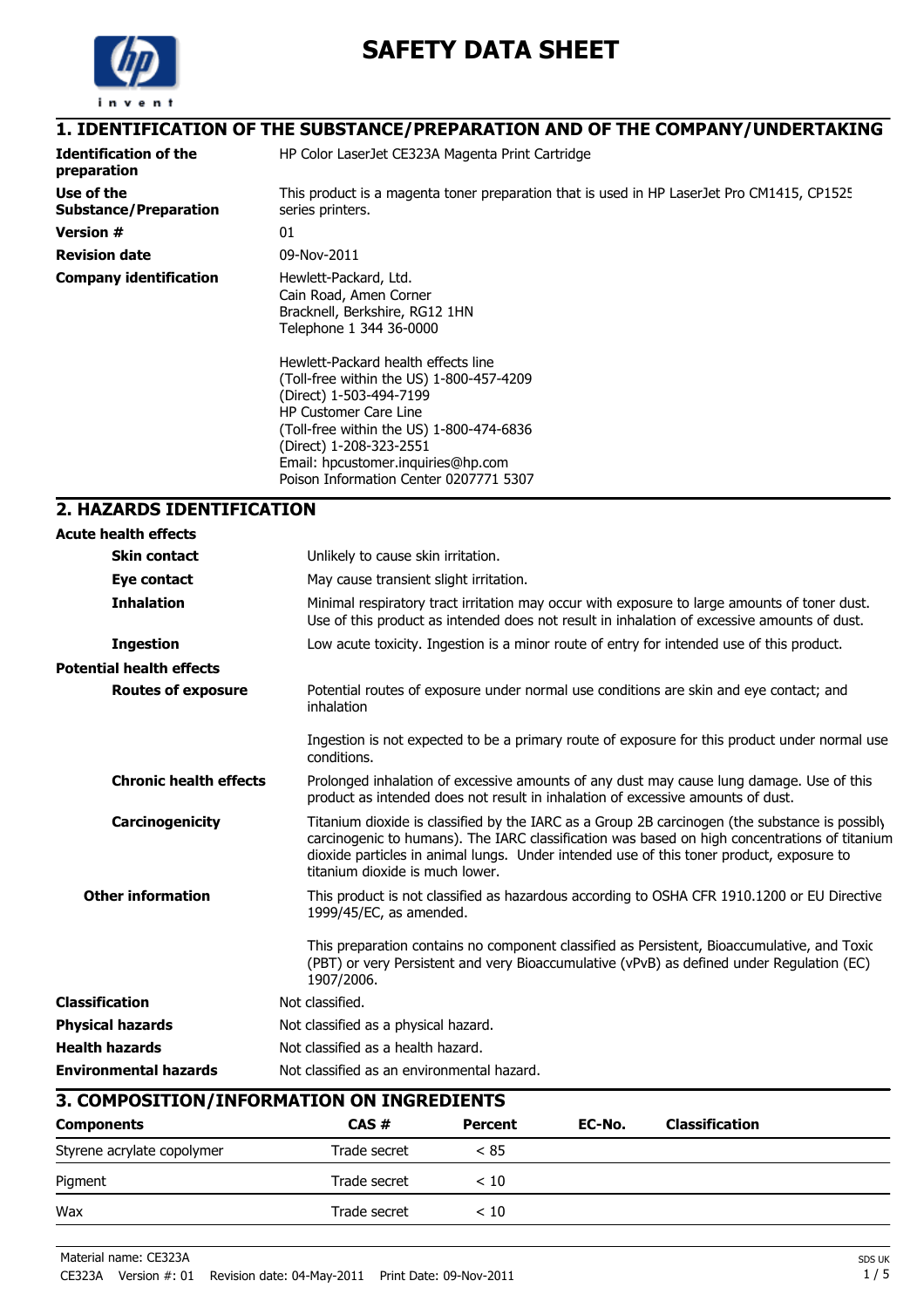# SAFETY DATA SHEET

## 1. IDENTIFICATION OF THE SUBSTANCE/PREPARATION AND OF THE COMPANY/UNDERTAKING

**Identification of the preparation**
HP Color LaserJet CE323A Magenta Print Cartridge

**Use of the Substance/Preparation**
This product is a magenta toner preparation that is used in HP LaserJet Pro CM1415, CP1525 series printers.

**Version #**
01

**Revision date**
09-Nov-2011

**Company identification**
Hewlett-Packard, Ltd.
Cain Road, Amen Corner
Bracknell, Berkshire, RG12 1HN
Telephone 1 344 36-0000

Hewlett-Packard health effects line
(Toll-free within the US) 1-800-457-4209
(Direct) 1-503-494-7199
HP Customer Care Line
(Toll-free within the US) 1-800-474-6836
(Direct) 1-208-323-2551
Email: hpcustomer.inquiries@hp.com
Poison Information Center 0207771 5307

## 2. HAZARDS IDENTIFICATION

**Acute health effects**

**Skin contact**
Unlikely to cause skin irritation.

**Eye contact**
May cause transient slight irritation.

**Inhalation**
Minimal respiratory tract irritation may occur with exposure to large amounts of toner dust. Use of this product as intended does not result in inhalation of excessive amounts of dust.

**Ingestion**
Low acute toxicity. Ingestion is a minor route of entry for intended use of this product.

**Potential health effects**

**Routes of exposure**
Potential routes of exposure under normal use conditions are skin and eye contact; and inhalation

Ingestion is not expected to be a primary route of exposure for this product under normal use conditions.

**Chronic health effects**
Prolonged inhalation of excessive amounts of any dust may cause lung damage. Use of this product as intended does not result in inhalation of excessive amounts of dust.

**Carcinogenicity**
Titanium dioxide is classified by the IARC as a Group 2B carcinogen (the substance is possibly carcinogenic to humans). The IARC classification was based on high concentrations of titanium dioxide particles in animal lungs. Under intended use of this toner product, exposure to titanium dioxide is much lower.

**Other information**
This product is not classified as hazardous according to OSHA CFR 1910.1200 or EU Directive 1999/45/EC, as amended.

This preparation contains no component classified as Persistent, Bioaccumulative, and Toxic (PBT) or very Persistent and very Bioaccumulative (vPvB) as defined under Regulation (EC) 1907/2006.

**Classification**
Not classified.

**Physical hazards**
Not classified as a physical hazard.

**Health hazards**
Not classified as a health hazard.

**Environmental hazards**
Not classified as an environmental hazard.

## 3. COMPOSITION/INFORMATION ON INGREDIENTS

| Components | CAS # | Percent | EC-No. | Classification |
|---|---|---|---|---|
| Styrene acrylate copolymer | Trade secret | < 85 | | |
| Pigment | Trade secret | < 10 | | |
| Wax | Trade secret | < 10 | | |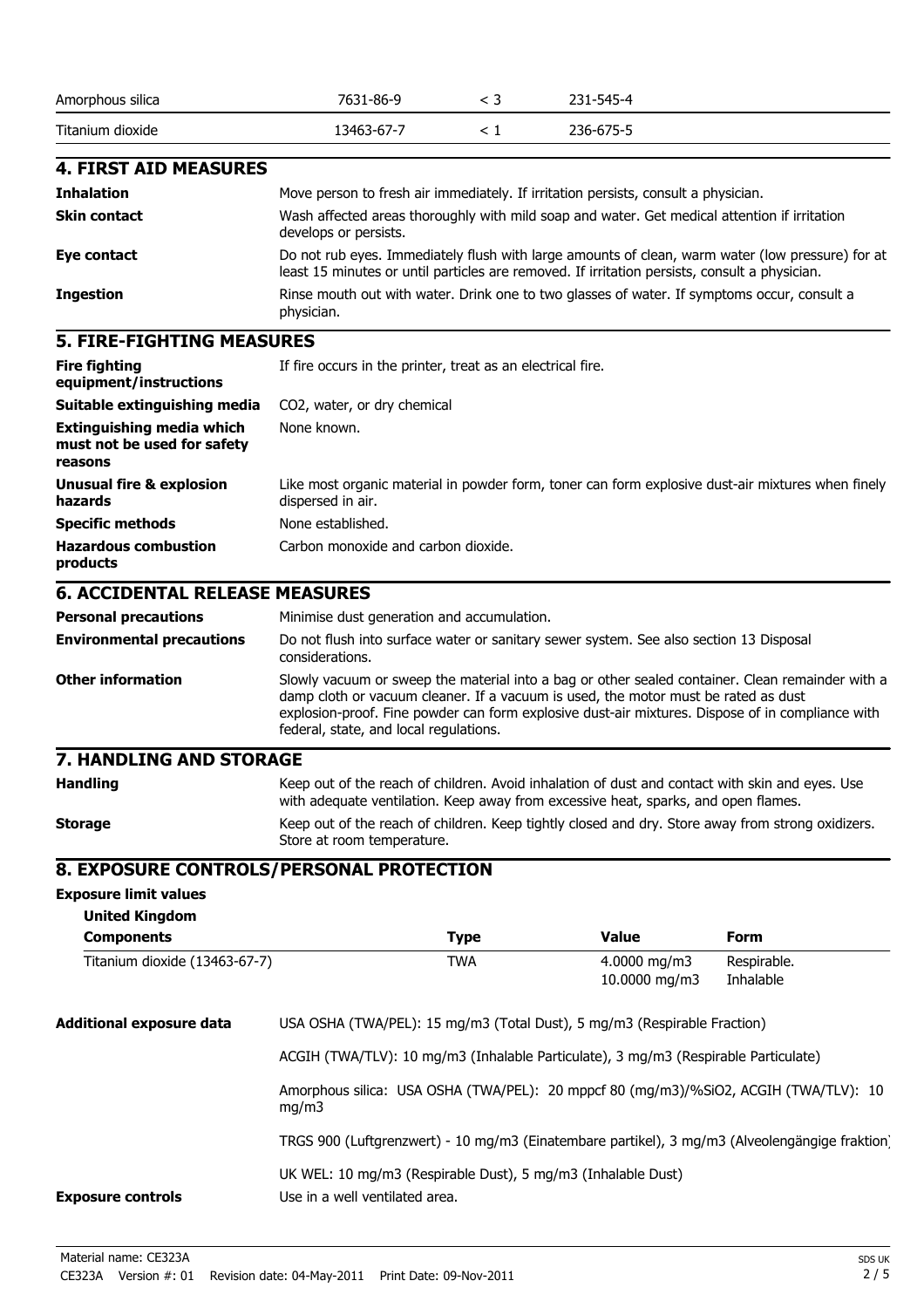| Amorphous silica | 7631-86-9 | < 3 | 231-545-4 |
| --- | --- | --- | --- |
| Titanium dioxide | 13463-67-7 | < 1 | 236-675-5 |

## 4. FIRST AID MEASURES

| | |
| --- | --- |
| **Inhalation** | Move person to fresh air immediately. If irritation persists, consult a physician. |
| **Skin contact** | Wash affected areas thoroughly with mild soap and water. Get medical attention if irritation develops or persists. |
| **Eye contact** | Do not rub eyes. Immediately flush with large amounts of clean, warm water (low pressure) for at least 15 minutes or until particles are removed. If irritation persists, consult a physician. |
| **Ingestion** | Rinse mouth out with water. Drink one to two glasses of water. If symptoms occur, consult a physician. |

## 5. FIRE-FIGHTING MEASURES

| | |
| --- | --- |
| **Fire fighting equipment/instructions** | If fire occurs in the printer, treat as an electrical fire. |
| **Suitable extinguishing media** | $CO_2$, water, or dry chemical |
| **Extinguishing media which must not be used for safety reasons** | None known. |
| **Unusual fire & explosion hazards** | Like most organic material in powder form, toner can form explosive dust-air mixtures when finely dispersed in air. |
| **Specific methods** | None established. |
| **Hazardous combustion products** | Carbon monoxide and carbon dioxide. |

## 6. ACCIDENTAL RELEASE MEASURES

| | |
| --- | --- |
| **Personal precautions** | Minimise dust generation and accumulation. |
| **Environmental precautions** | Do not flush into surface water or sanitary sewer system. See also section 13 Disposal considerations. |
| **Other information** | Slowly vacuum or sweep the material into a bag or other sealed container. Clean remainder with a damp cloth or vacuum cleaner. If a vacuum is used, the motor must be rated as dust explosion-proof. Fine powder can form explosive dust-air mixtures. Dispose of in compliance with federal, state, and local regulations. |

## 7. HANDLING AND STORAGE

| | |
| --- | --- |
| **Handling** | Keep out of the reach of children. Avoid inhalation of dust and contact with skin and eyes. Use with adequate ventilation. Keep away from excessive heat, sparks, and open flames. |
| **Storage** | Keep out of the reach of children. Keep tightly closed and dry. Store away from strong oxidizers. Store at room temperature. |

## 8. EXPOSURE CONTROLS/PERSONAL PROTECTION

**Exposure limit values**

**United Kingdom**

| Components | Type | Value | Form |
| --- | --- | --- | --- |
| Titanium dioxide (13463-67-7) | TWA | 4.0000 mg/m3 | Respirable. |
| | | 10.0000 mg/m3 | Inhalable |

**Additional exposure data**

USA OSHA (TWA/PEL): 15 mg/m3 (Total Dust), 5 mg/m3 (Respirable Fraction)

ACGIH (TWA/TLV): 10 mg/m3 (Inhalable Particulate), 3 mg/m3 (Respirable Particulate)

Amorphous silica: USA OSHA (TWA/PEL): 20 mppcf 80 (mg/m3)/%$SiO_2$, ACGIH (TWA/TLV): 10 mg/m3

TRGS 900 (Luftgrenzwert) - 10 mg/m3 (Einatembare partikel), 3 mg/m3 (Alveolengängige fraktion)

UK WEL: 10 mg/m3 (Respirable Dust), 5 mg/m3 (Inhalable Dust)

**Exposure controls** Use in a well ventilated area.

Material name: CE323A

CE323A Version #: 01 Revision date: 04-May-2011 Print Date: 09-Nov-2011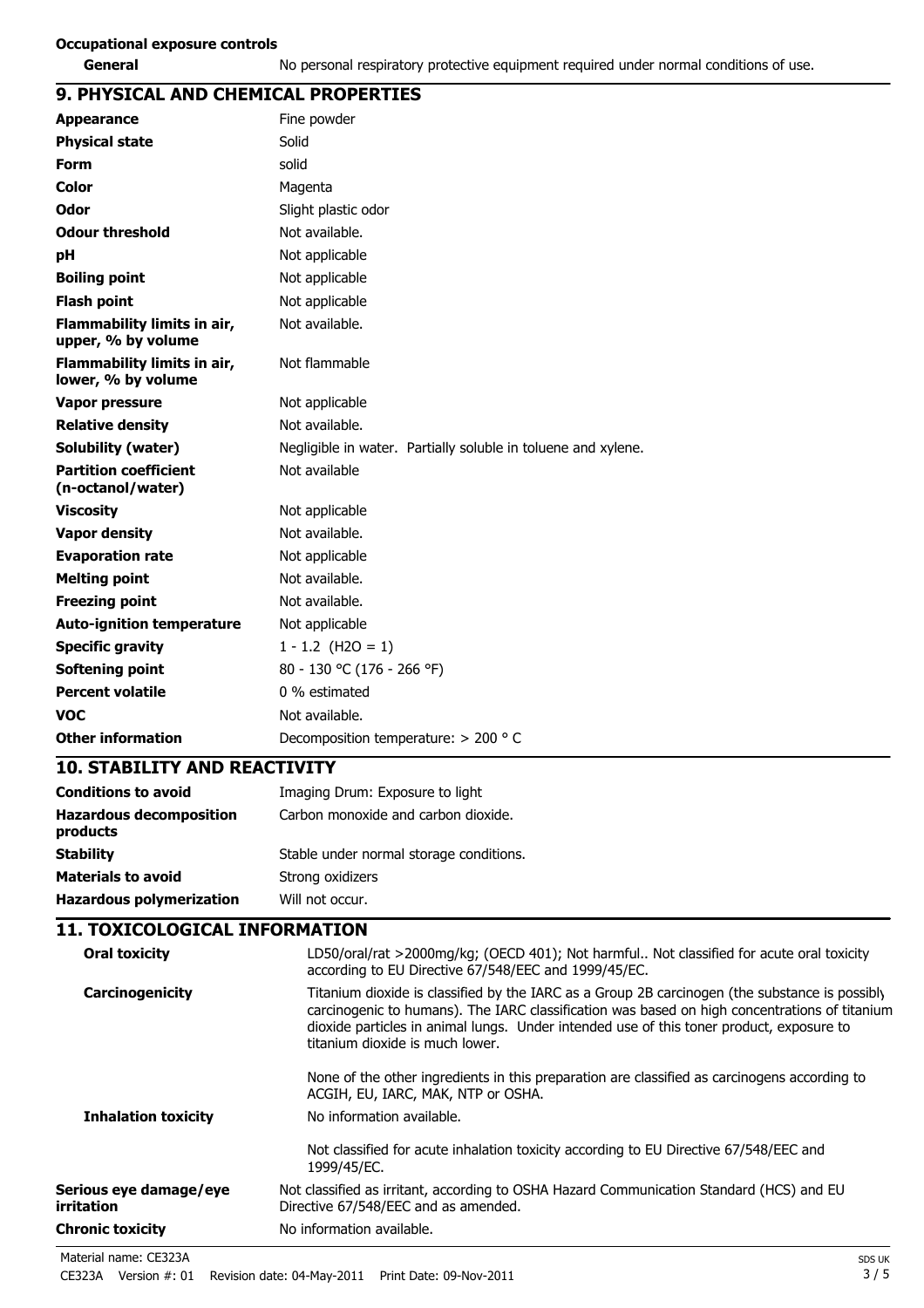**Occupational exposure controls**

| | |
|---|---|
| **General** | No personal respiratory protective equipment required under normal conditions of use. |

## 9. PHYSICAL AND CHEMICAL PROPERTIES

| | |
|---|---|
| **Appearance** | Fine powder |
| **Physical state** | Solid |
| **Form** | solid |
| **Color** | Magenta |
| **Odor** | Slight plastic odor |
| **Odour threshold** | Not available. |
| **pH** | Not applicable |
| **Boiling point** | Not applicable |
| **Flash point** | Not applicable |
| **Flammability limits in air, upper, % by volume** | Not available. |
| **Flammability limits in air, lower, % by volume** | Not flammable |
| **Vapor pressure** | Not applicable |
| **Relative density** | Not available. |
| **Solubility (water)** | Negligible in water. Partially soluble in toluene and xylene. |
| **Partition coefficient (n-octanol/water)** | Not available |
| **Viscosity** | Not applicable |
| **Vapor density** | Not available. |
| **Evaporation rate** | Not applicable |
| **Melting point** | Not available. |
| **Freezing point** | Not available. |
| **Auto-ignition temperature** | Not applicable |
| **Specific gravity** | 1 - 1.2 ($H_2O$ = 1) |
| **Softening point** | 80 - 130 °C (176 - 266 °F) |
| **Percent volatile** | 0 % estimated |
| **VOC** | Not available. |
| **Other information** | Decomposition temperature: > 200 ° C |

## 10. STABILITY AND REACTIVITY

| | |
|---|---|
| **Conditions to avoid** | Imaging Drum: Exposure to light |
| **Hazardous decomposition products** | Carbon monoxide and carbon dioxide. |
| **Stability** | Stable under normal storage conditions. |
| **Materials to avoid** | Strong oxidizers |
| **Hazardous polymerization** | Will not occur. |

## 11. TOXICOLOGICAL INFORMATION

| | |
|---|---|
| **Oral toxicity** | LD50/oral/rat >2000mg/kg; (OECD 401); Not harmful.. Not classified for acute oral toxicity according to EU Directive 67/548/EEC and 1999/45/EC. |
| **Carcinogenicity** | Titanium dioxide is classified by the IARC as a Group 2B carcinogen (the substance is possibly carcinogenic to humans). The IARC classification was based on high concentrations of titanium dioxide particles in animal lungs. Under intended use of this toner product, exposure to titanium dioxide is much lower.<br><br>None of the other ingredients in this preparation are classified as carcinogens according to ACGIH, EU, IARC, MAK, NTP or OSHA. |
| **Inhalation toxicity** | No information available.<br><br>Not classified for acute inhalation toxicity according to EU Directive 67/548/EEC and 1999/45/EC. |
| **Serious eye damage/eye irritation** | Not classified as irritant, according to OSHA Hazard Communication Standard (HCS) and EU Directive 67/548/EEC and as amended. |
| **Chronic toxicity** | No information available. |

Material name: CE323A

CE323A Version #: 01 Revision date: 04-May-2011 Print Date: 09-Nov-2011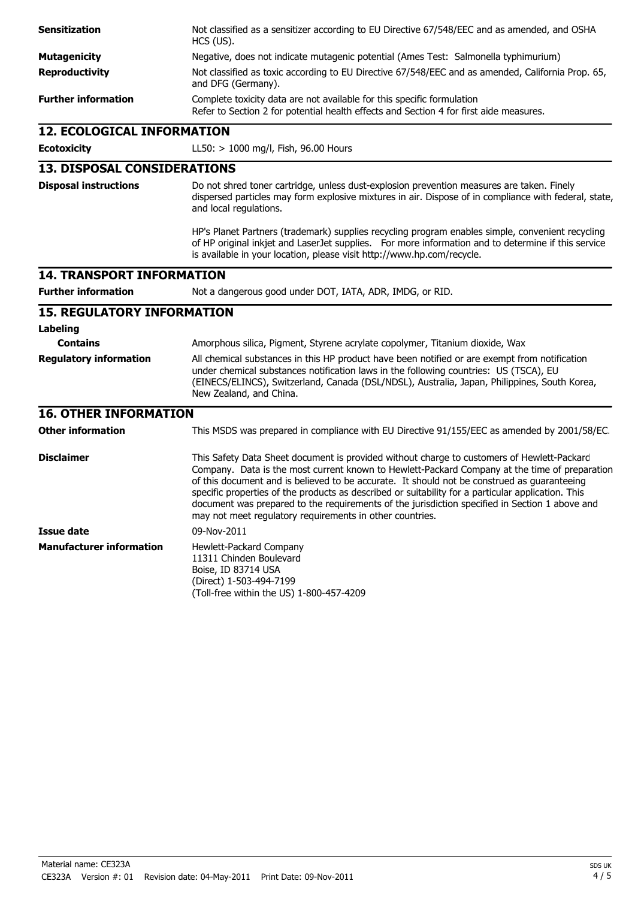| | |
|---|---|
| **Sensitization** | Not classified as a sensitizer according to EU Directive 67/548/EEC and as amended, and OSHA HCS (US). |
| **Mutagenicity** | Negative, does not indicate mutagenic potential (Ames Test: Salmonella typhimurium) |
| **Reproductivity** | Not classified as toxic according to EU Directive 67/548/EEC and as amended, California Prop. 65, and DFG (Germany). |
| **Further information** | Complete toxicity data are not available for this specific formulation<br>Refer to Section 2 for potential health effects and Section 4 for first aide measures. |

## 12. ECOLOGICAL INFORMATION

| | |
|---|---|
| **Ecotoxicity** | LL50: > 1000 mg/l, Fish, 96.00 Hours |

## 13. DISPOSAL CONSIDERATIONS

**Disposal instructions**

Do not shred toner cartridge, unless dust-explosion prevention measures are taken. Finely dispersed particles may form explosive mixtures in air. Dispose of in compliance with federal, state, and local regulations.

HP's Planet Partners (trademark) supplies recycling program enables simple, convenient recycling of HP original inkjet and LaserJet supplies. For more information and to determine if this service is available in your location, please visit http://www.hp.com/recycle.

## 14. TRANSPORT INFORMATION

| | |
|---|---|
| **Further information** | Not a dangerous good under DOT, IATA, ADR, IMDG, or RID. |

## 15. REGULATORY INFORMATION

**Labeling**

| | |
|---|---|
| **Contains** | Amorphous silica, Pigment, Styrene acrylate copolymer, Titanium dioxide, Wax |
| **Regulatory information** | All chemical substances in this HP product have been notified or are exempt from notification under chemical substances notification laws in the following countries: US (TSCA), EU (EINECS/ELINCS), Switzerland, Canada (DSL/NDSL), Australia, Japan, Philippines, South Korea, New Zealand, and China. |

## 16. OTHER INFORMATION

| | |
|---|---|
| **Other information** | This MSDS was prepared in compliance with EU Directive 91/155/EEC as amended by 2001/58/EC. |
| **Disclaimer** | This Safety Data Sheet document is provided without charge to customers of Hewlett-Packard Company. Data is the most current known to Hewlett-Packard Company at the time of preparation of this document and is believed to be accurate. It should not be construed as guaranteeing specific properties of the products as described or suitability for a particular application. This document was prepared to the requirements of the jurisdiction specified in Section 1 above and may not meet regulatory requirements in other countries. |
| **Issue date** | 09-Nov-2011 |
| **Manufacturer information** | Hewlett-Packard Company<br>11311 Chinden Boulevard<br>Boise, ID 83714 USA<br>(Direct) 1-503-494-7199<br>(Toll-free within the US) 1-800-457-4209 |

Material name: CE323A

CE323A Version #: 01 Revision date: 04-May-2011 Print Date: 09-Nov-2011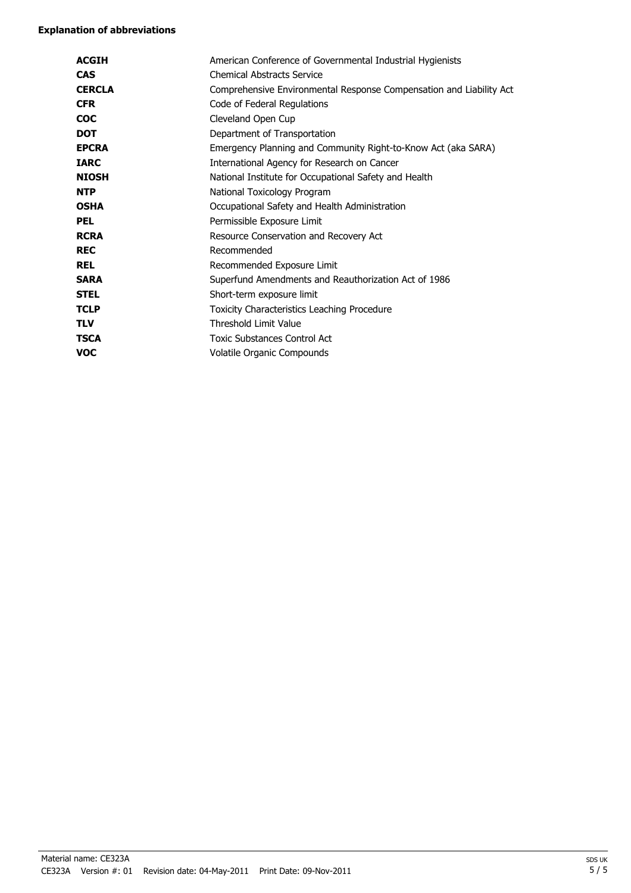**Explanation of abbreviations**

| | |
|---|---|
| **ACGIH** | American Conference of Governmental Industrial Hygienists |
| **CAS** | Chemical Abstracts Service |
| **CERCLA** | Comprehensive Environmental Response Compensation and Liability Act |
| **CFR** | Code of Federal Regulations |
| **COC** | Cleveland Open Cup |
| **DOT** | Department of Transportation |
| **EPCRA** | Emergency Planning and Community Right-to-Know Act (aka SARA) |
| **IARC** | International Agency for Research on Cancer |
| **NIOSH** | National Institute for Occupational Safety and Health |
| **NTP** | National Toxicology Program |
| **OSHA** | Occupational Safety and Health Administration |
| **PEL** | Permissible Exposure Limit |
| **RCRA** | Resource Conservation and Recovery Act |
| **REC** | Recommended |
| **REL** | Recommended Exposure Limit |
| **SARA** | Superfund Amendments and Reauthorization Act of 1986 |
| **STEL** | Short-term exposure limit |
| **TCLP** | Toxicity Characteristics Leaching Procedure |
| **TLV** | Threshold Limit Value |
| **TSCA** | Toxic Substances Control Act |
| **VOC** | Volatile Organic Compounds |